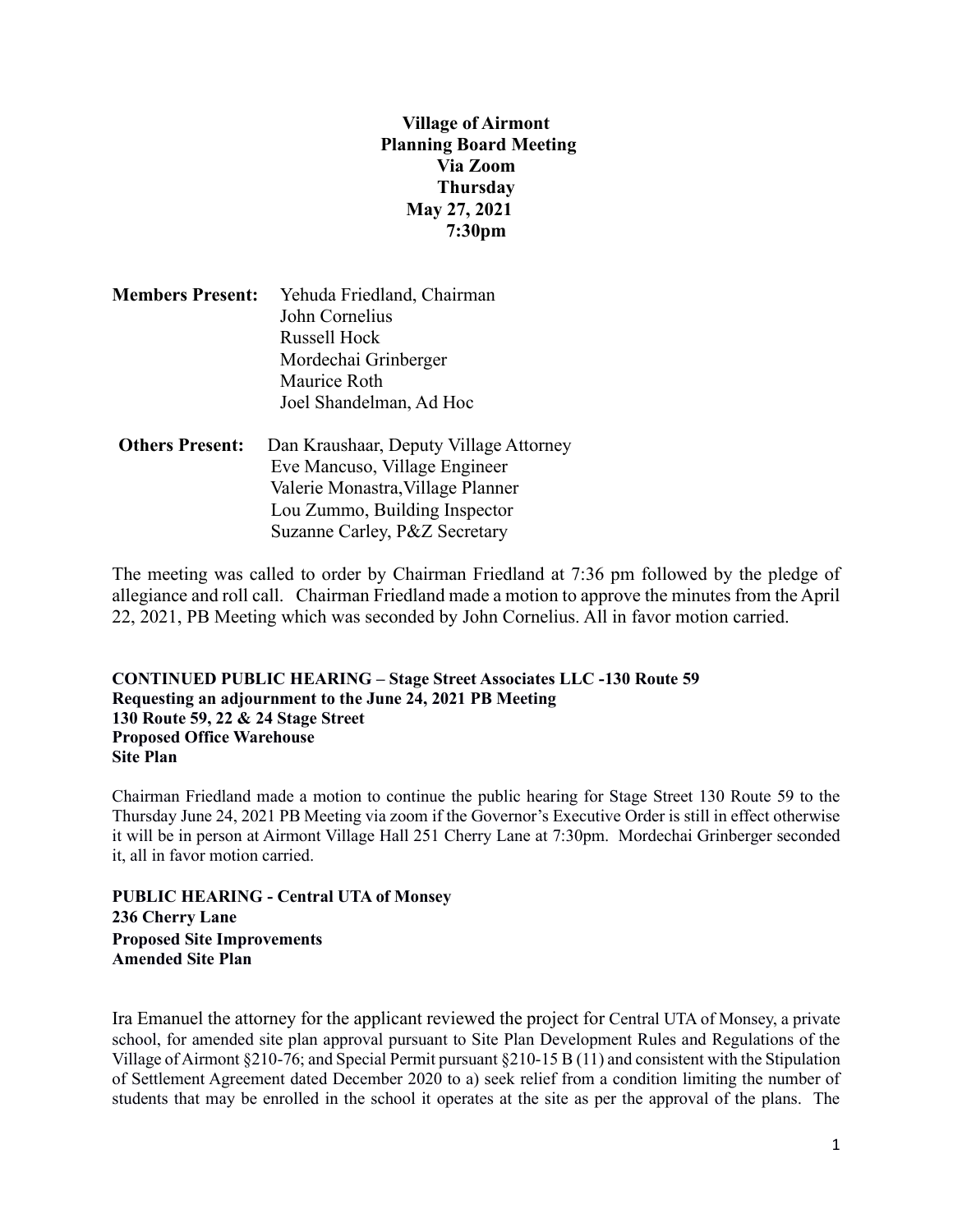**Village of Airmont**
**Planning Board Meeting**
**Via Zoom**
**Thursday**
**May 27, 2021**
**7:30pm**

**Members Present:** Yehuda Friedland, Chairman
John Cornelius
Russell Hock
Mordechai Grinberger
Maurice Roth
Joel Shandelman, Ad Hoc

**Others Present:** Dan Kraushaar, Deputy Village Attorney
Eve Mancuso, Village Engineer
Valerie Monastra, Village Planner
Lou Zummo, Building Inspector
Suzanne Carley, P&Z Secretary

The meeting was called to order by Chairman Friedland at 7:36 pm followed by the pledge of allegiance and roll call. Chairman Friedland made a motion to approve the minutes from the April 22, 2021, PB Meeting which was seconded by John Cornelius. All in favor motion carried.

**CONTINUED PUBLIC HEARING – Stage Street Associates LLC -130 Route 59**
**Requesting an adjournment to the June 24, 2021 PB Meeting**
**130 Route 59, 22 & 24 Stage Street**
**Proposed Office Warehouse**
**Site Plan**

Chairman Friedland made a motion to continue the public hearing for Stage Street 130 Route 59 to the Thursday June 24, 2021 PB Meeting via zoom if the Governor's Executive Order is still in effect otherwise it will be in person at Airmont Village Hall 251 Cherry Lane at 7:30pm. Mordechai Grinberger seconded it, all in favor motion carried.

**PUBLIC HEARING - Central UTA of Monsey**
**236 Cherry Lane**
**Proposed Site Improvements**
**Amended Site Plan**

Ira Emanuel the attorney for the applicant reviewed the project for Central UTA of Monsey, a private school, for amended site plan approval pursuant to Site Plan Development Rules and Regulations of the Village of Airmont §210-76; and Special Permit pursuant §210-15 B (11) and consistent with the Stipulation of Settlement Agreement dated December 2020 to a) seek relief from a condition limiting the number of students that may be enrolled in the school it operates at the site as per the approval of the plans. The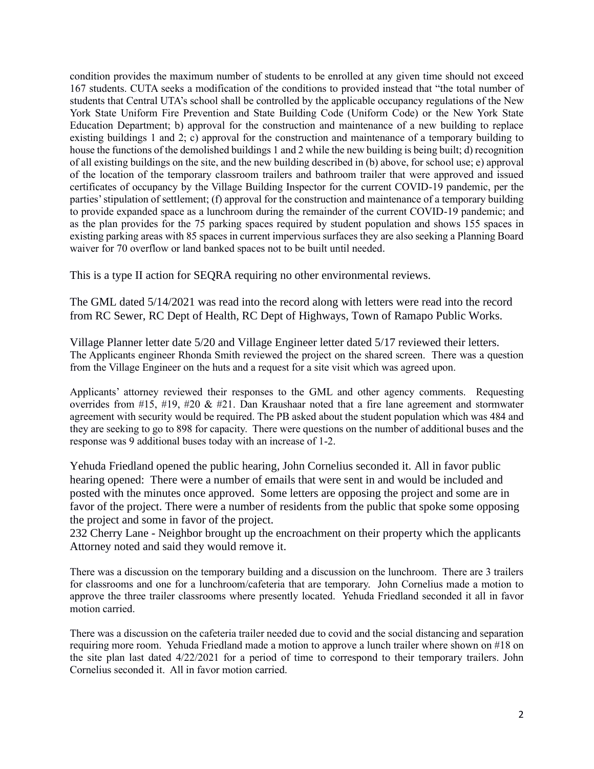condition provides the maximum number of students to be enrolled at any given time should not exceed 167 students. CUTA seeks a modification of the conditions to provided instead that "the total number of students that Central UTA's school shall be controlled by the applicable occupancy regulations of the New York State Uniform Fire Prevention and State Building Code (Uniform Code) or the New York State Education Department; b) approval for the construction and maintenance of a new building to replace existing buildings 1 and 2; c) approval for the construction and maintenance of a temporary building to house the functions of the demolished buildings 1 and 2 while the new building is being built; d) recognition of all existing buildings on the site, and the new building described in (b) above, for school use; e) approval of the location of the temporary classroom trailers and bathroom trailer that were approved and issued certificates of occupancy by the Village Building Inspector for the current COVID-19 pandemic, per the parties' stipulation of settlement; (f) approval for the construction and maintenance of a temporary building to provide expanded space as a lunchroom during the remainder of the current COVID-19 pandemic; and as the plan provides for the 75 parking spaces required by student population and shows 155 spaces in existing parking areas with 85 spaces in current impervious surfaces they are also seeking a Planning Board waiver for 70 overflow or land banked spaces not to be built until needed.

This is a type II action for SEQRA requiring no other environmental reviews.

The GML dated 5/14/2021 was read into the record along with letters were read into the record from RC Sewer, RC Dept of Health, RC Dept of Highways, Town of Ramapo Public Works.

Village Planner letter date 5/20 and Village Engineer letter dated 5/17 reviewed their letters. The Applicants engineer Rhonda Smith reviewed the project on the shared screen. There was a question from the Village Engineer on the huts and a request for a site visit which was agreed upon.

Applicants' attorney reviewed their responses to the GML and other agency comments. Requesting overrides from #15, #19, #20 & #21. Dan Kraushaar noted that a fire lane agreement and stormwater agreement with security would be required. The PB asked about the student population which was 484 and they are seeking to go to 898 for capacity. There were questions on the number of additional buses and the response was 9 additional buses today with an increase of 1-2.

Yehuda Friedland opened the public hearing, John Cornelius seconded it. All in favor public hearing opened: There were a number of emails that were sent in and would be included and posted with the minutes once approved. Some letters are opposing the project and some are in favor of the project. There were a number of residents from the public that spoke some opposing the project and some in favor of the project.

232 Cherry Lane - Neighbor brought up the encroachment on their property which the applicants Attorney noted and said they would remove it.

There was a discussion on the temporary building and a discussion on the lunchroom. There are 3 trailers for classrooms and one for a lunchroom/cafeteria that are temporary. John Cornelius made a motion to approve the three trailer classrooms where presently located. Yehuda Friedland seconded it all in favor motion carried.

There was a discussion on the cafeteria trailer needed due to covid and the social distancing and separation requiring more room. Yehuda Friedland made a motion to approve a lunch trailer where shown on #18 on the site plan last dated 4/22/2021 for a period of time to correspond to their temporary trailers. John Cornelius seconded it. All in favor motion carried.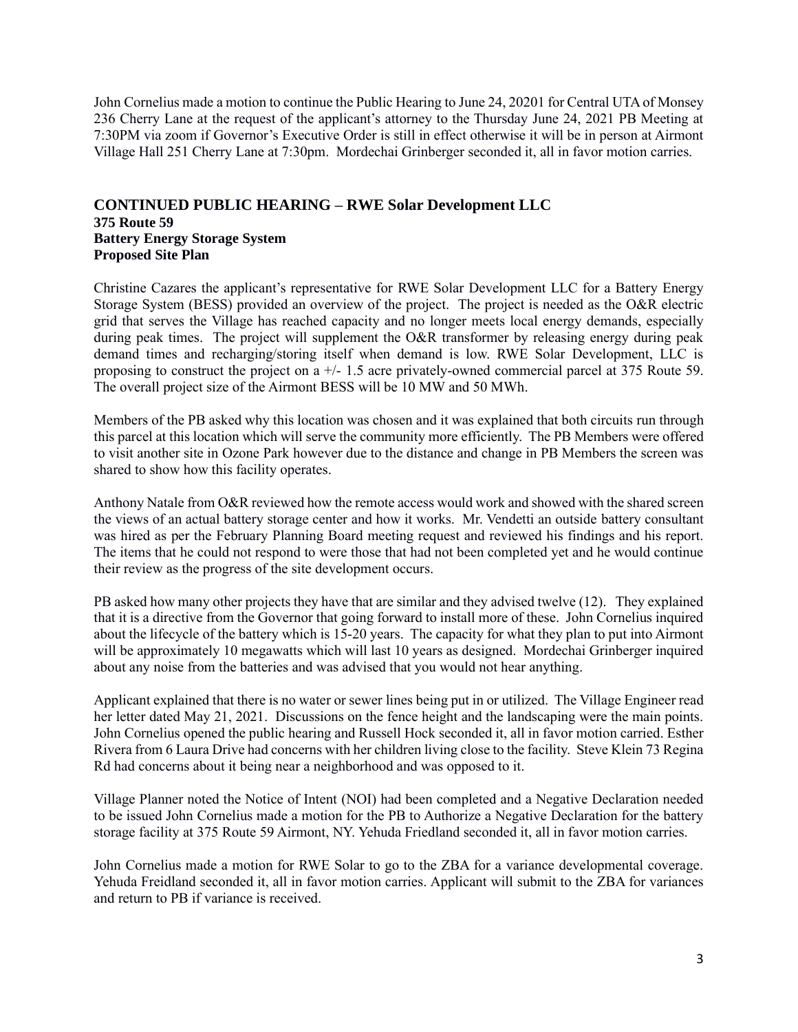John Cornelius made a motion to continue the Public Hearing to June 24, 20201 for Central UTA of Monsey 236 Cherry Lane at the request of the applicant's attorney to the Thursday June 24, 2021 PB Meeting at 7:30PM via zoom if Governor's Executive Order is still in effect otherwise it will be in person at Airmont Village Hall 251 Cherry Lane at 7:30pm. Mordechai Grinberger seconded it, all in favor motion carries.

### CONTINUED PUBLIC HEARING – RWE Solar Development LLC
**375 Route 59**
**Battery Energy Storage System**
**Proposed Site Plan**

Christine Cazares the applicant's representative for RWE Solar Development LLC for a Battery Energy Storage System (BESS) provided an overview of the project. The project is needed as the O&R electric grid that serves the Village has reached capacity and no longer meets local energy demands, especially during peak times. The project will supplement the O&R transformer by releasing energy during peak demand times and recharging/storing itself when demand is low. RWE Solar Development, LLC is proposing to construct the project on a +/- 1.5 acre privately-owned commercial parcel at 375 Route 59. The overall project size of the Airmont BESS will be 10 MW and 50 MWh.

Members of the PB asked why this location was chosen and it was explained that both circuits run through this parcel at this location which will serve the community more efficiently. The PB Members were offered to visit another site in Ozone Park however due to the distance and change in PB Members the screen was shared to show how this facility operates.

Anthony Natale from O&R reviewed how the remote access would work and showed with the shared screen the views of an actual battery storage center and how it works. Mr. Vendetti an outside battery consultant was hired as per the February Planning Board meeting request and reviewed his findings and his report. The items that he could not respond to were those that had not been completed yet and he would continue their review as the progress of the site development occurs.

PB asked how many other projects they have that are similar and they advised twelve (12). They explained that it is a directive from the Governor that going forward to install more of these. John Cornelius inquired about the lifecycle of the battery which is 15-20 years. The capacity for what they plan to put into Airmont will be approximately 10 megawatts which will last 10 years as designed. Mordechai Grinberger inquired about any noise from the batteries and was advised that you would not hear anything.

Applicant explained that there is no water or sewer lines being put in or utilized. The Village Engineer read her letter dated May 21, 2021. Discussions on the fence height and the landscaping were the main points. John Cornelius opened the public hearing and Russell Hock seconded it, all in favor motion carried. Esther Rivera from 6 Laura Drive had concerns with her children living close to the facility. Steve Klein 73 Regina Rd had concerns about it being near a neighborhood and was opposed to it.

Village Planner noted the Notice of Intent (NOI) had been completed and a Negative Declaration needed to be issued John Cornelius made a motion for the PB to Authorize a Negative Declaration for the battery storage facility at 375 Route 59 Airmont, NY. Yehuda Friedland seconded it, all in favor motion carries.

John Cornelius made a motion for RWE Solar to go to the ZBA for a variance developmental coverage. Yehuda Freidland seconded it, all in favor motion carries. Applicant will submit to the ZBA for variances and return to PB if variance is received.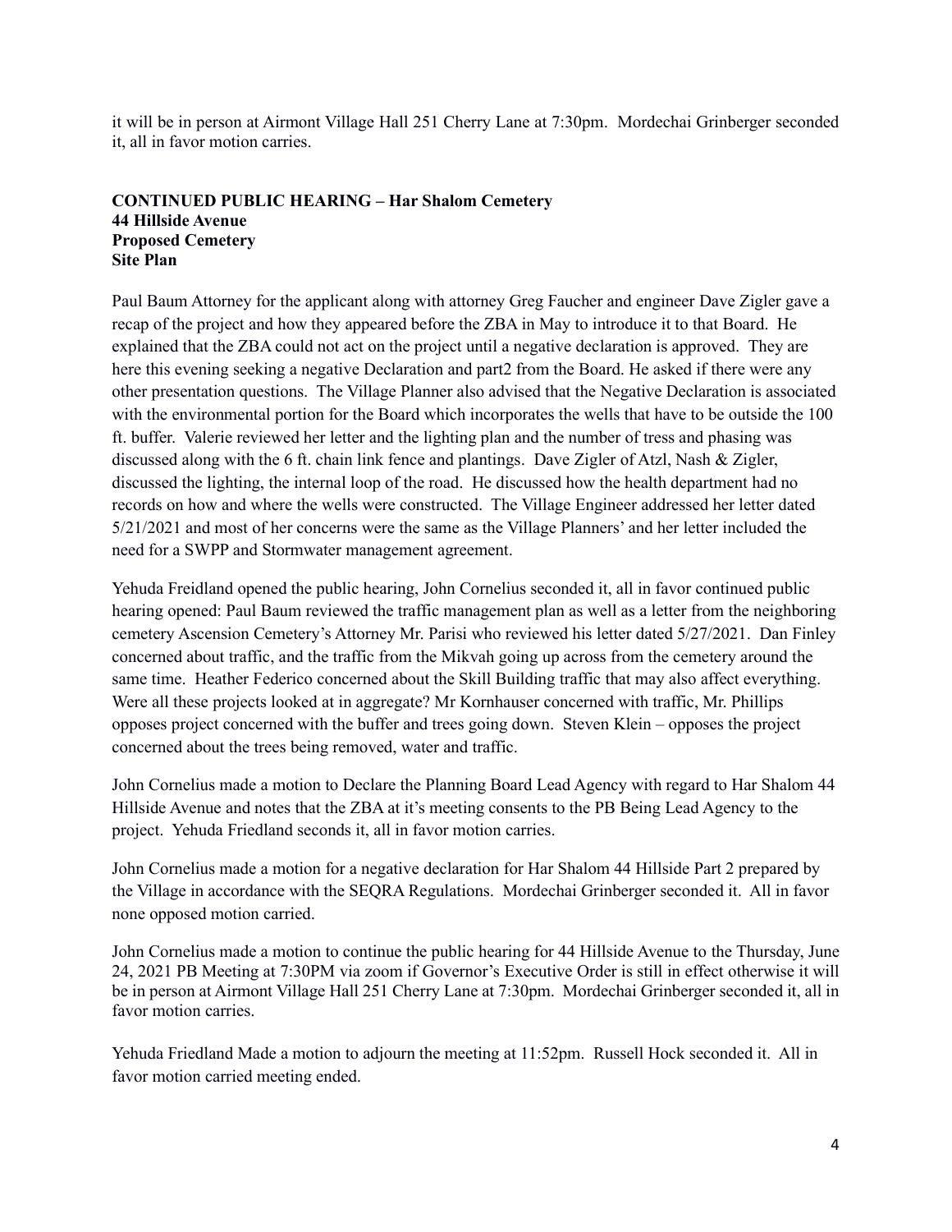it will be in person at Airmont Village Hall 251 Cherry Lane at 7:30pm. Mordechai Grinberger seconded it, all in favor motion carries.

**CONTINUED PUBLIC HEARING – Har Shalom Cemetery**
**44 Hillside Avenue**
**Proposed Cemetery**
**Site Plan**

Paul Baum Attorney for the applicant along with attorney Greg Faucher and engineer Dave Zigler gave a recap of the project and how they appeared before the ZBA in May to introduce it to that Board. He explained that the ZBA could not act on the project until a negative declaration is approved. They are here this evening seeking a negative Declaration and part2 from the Board. He asked if there were any other presentation questions. The Village Planner also advised that the Negative Declaration is associated with the environmental portion for the Board which incorporates the wells that have to be outside the 100 ft. buffer. Valerie reviewed her letter and the lighting plan and the number of tress and phasing was discussed along with the 6 ft. chain link fence and plantings. Dave Zigler of Atzl, Nash & Zigler, discussed the lighting, the internal loop of the road. He discussed how the health department had no records on how and where the wells were constructed. The Village Engineer addressed her letter dated 5/21/2021 and most of her concerns were the same as the Village Planners' and her letter included the need for a SWPP and Stormwater management agreement.

Yehuda Freidland opened the public hearing, John Cornelius seconded it, all in favor continued public hearing opened: Paul Baum reviewed the traffic management plan as well as a letter from the neighboring cemetery Ascension Cemetery's Attorney Mr. Parisi who reviewed his letter dated 5/27/2021. Dan Finley concerned about traffic, and the traffic from the Mikvah going up across from the cemetery around the same time. Heather Federico concerned about the Skill Building traffic that may also affect everything. Were all these projects looked at in aggregate? Mr Kornhauser concerned with traffic, Mr. Phillips opposes project concerned with the buffer and trees going down. Steven Klein – opposes the project concerned about the trees being removed, water and traffic.

John Cornelius made a motion to Declare the Planning Board Lead Agency with regard to Har Shalom 44 Hillside Avenue and notes that the ZBA at it's meeting consents to the PB Being Lead Agency to the project. Yehuda Friedland seconds it, all in favor motion carries.

John Cornelius made a motion for a negative declaration for Har Shalom 44 Hillside Part 2 prepared by the Village in accordance with the SEQRA Regulations. Mordechai Grinberger seconded it. All in favor none opposed motion carried.

John Cornelius made a motion to continue the public hearing for 44 Hillside Avenue to the Thursday, June 24, 2021 PB Meeting at 7:30PM via zoom if Governor's Executive Order is still in effect otherwise it will be in person at Airmont Village Hall 251 Cherry Lane at 7:30pm. Mordechai Grinberger seconded it, all in favor motion carries.

Yehuda Friedland Made a motion to adjourn the meeting at 11:52pm. Russell Hock seconded it. All in favor motion carried meeting ended.